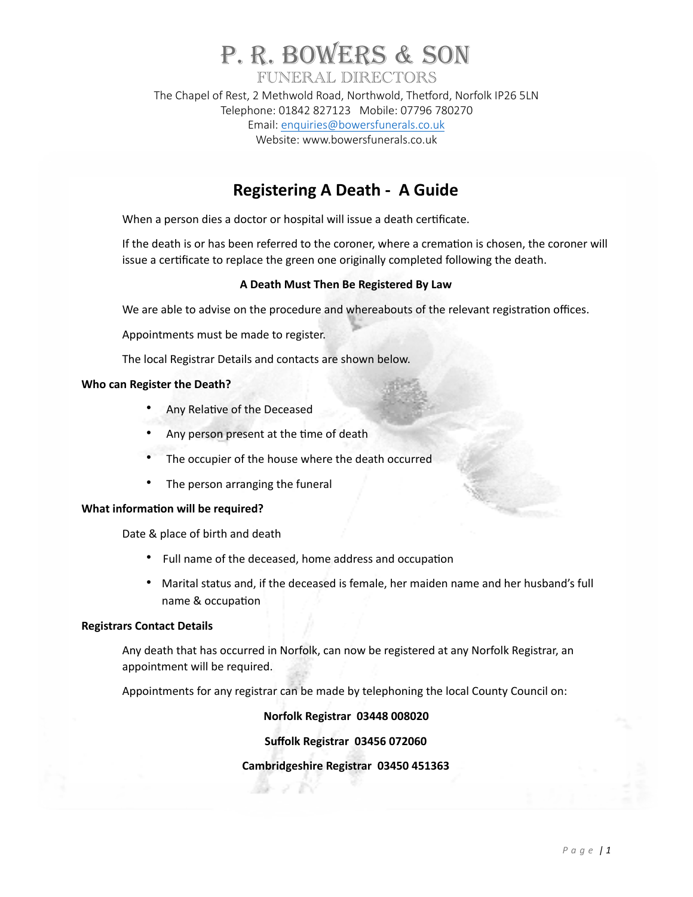# P. R. BOWERS & SON

FUNERAL DIRECTORS

The Chapel of Rest, 2 Methwold Road, Northwold, Thetford, Norfolk IP26 5LN
Telephone: 01842 827123 Mobile: 07796 780270
Email: enquiries@bowersfunerals.co.uk
Website: www.bowersfunerals.co.uk

## Registering A Death - A Guide

When a person dies a doctor or hospital will issue a death certificate.

If the death is or has been referred to the coroner, where a cremation is chosen, the coroner will issue a certificate to replace the green one originally completed following the death.

**A Death Must Then Be Registered By Law**

We are able to advise on the procedure and whereabouts of the relevant registration offices.

Appointments must be made to register.

The local Registrar Details and contacts are shown below.

### Who can Register the Death?

- Any Relative of the Deceased
- Any person present at the time of death
- The occupier of the house where the death occurred
- The person arranging the funeral

### What information will be required?

Date & place of birth and death

- Full name of the deceased, home address and occupation
- Marital status and, if the deceased is female, her maiden name and her husband's full name & occupation

### Registrars Contact Details

Any death that has occurred in Norfolk, can now be registered at any Norfolk Registrar, an appointment will be required.

Appointments for any registrar can be made by telephoning the local County Council on:

**Norfolk Registrar 03448 008020**

**Suffolk Registrar 03456 072060**

**Cambridgeshire Registrar 03450 451363**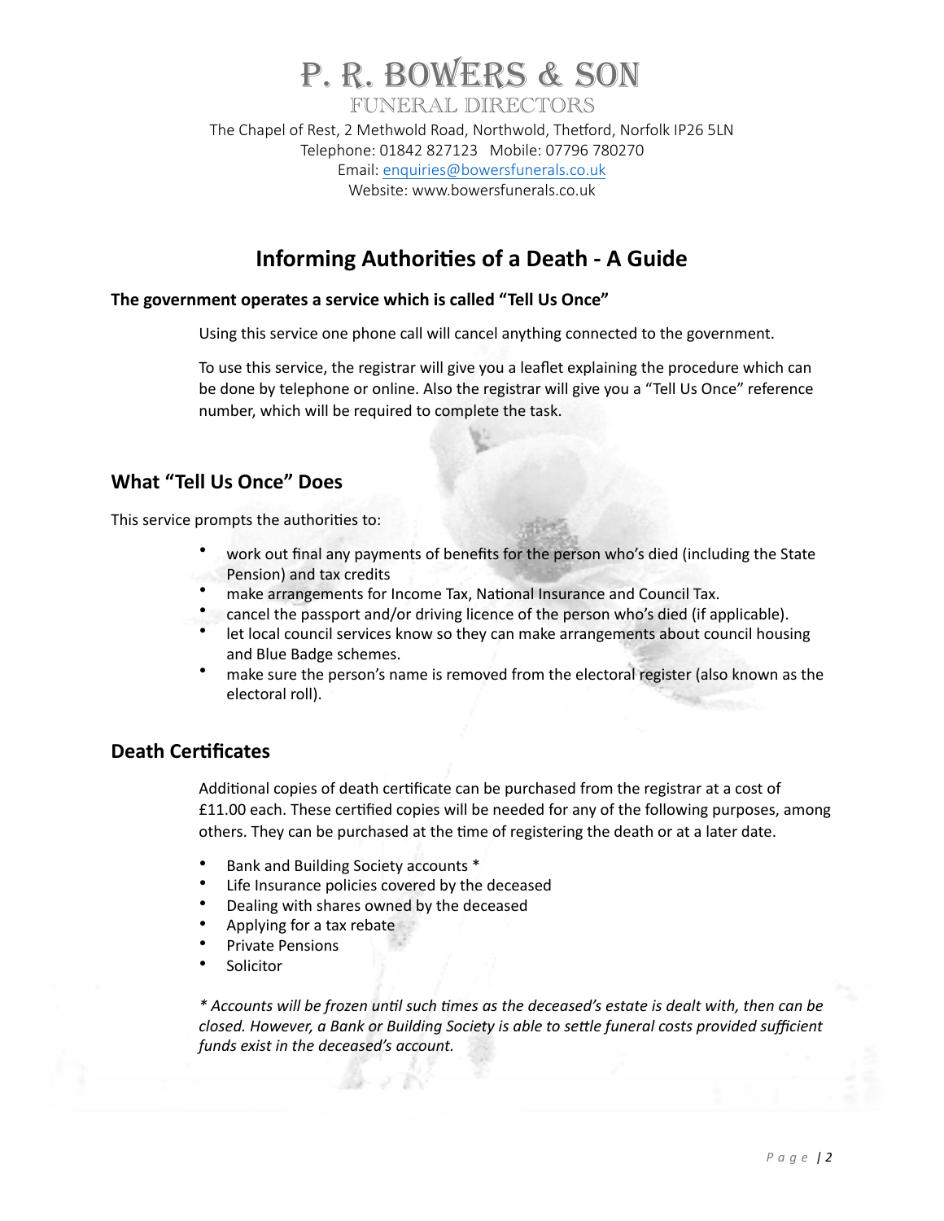# P. R. BOWERS & SON

FUNERAL DIRECTORS

The Chapel of Rest, 2 Methwold Road, Northwold, Thetford, Norfolk IP26 5LN
Telephone: 01842 827123 Mobile: 07796 780270
Email: enquiries@bowersfunerals.co.uk
Website: www.bowersfunerals.co.uk

## Informing Authorities of a Death - A Guide

**The government operates a service which is called "Tell Us Once"**

Using this service one phone call will cancel anything connected to the government.

To use this service, the registrar will give you a leaflet explaining the procedure which can be done by telephone or online. Also the registrar will give you a "Tell Us Once" reference number, which will be required to complete the task.

### What "Tell Us Once" Does

This service prompts the authorities to:

- work out final any payments of benefits for the person who's died (including the State Pension) and tax credits
- make arrangements for Income Tax, National Insurance and Council Tax.
- cancel the passport and/or driving licence of the person who's died (if applicable).
- let local council services know so they can make arrangements about council housing and Blue Badge schemes.
- make sure the person's name is removed from the electoral register (also known as the electoral roll).

### Death Certificates

Additional copies of death certificate can be purchased from the registrar at a cost of £11.00 each. These certified copies will be needed for any of the following purposes, among others. They can be purchased at the time of registering the death or at a later date.

- Bank and Building Society accounts *
- Life Insurance policies covered by the deceased
- Dealing with shares owned by the deceased
- Applying for a tax rebate
- Private Pensions
- Solicitor

*\* Accounts will be frozen until such times as the deceased's estate is dealt with, then can be closed. However, a Bank or Building Society is able to settle funeral costs provided sufficient funds exist in the deceased's account.*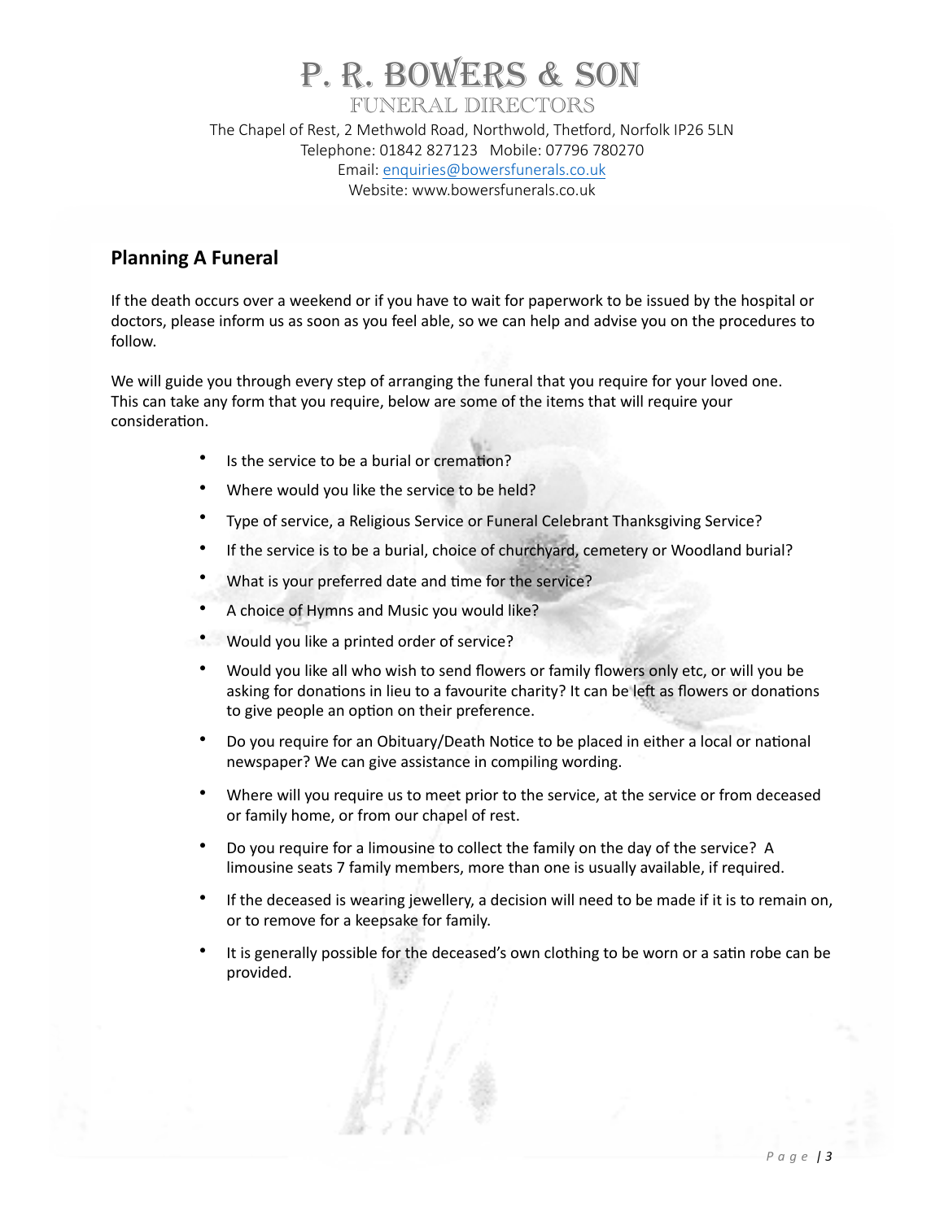# P. R. BOWERS & SON

FUNERAL DIRECTORS

The Chapel of Rest, 2 Methwold Road, Northwold, Thetford, Norfolk IP26 5LN
Telephone: 01842 827123   Mobile: 07796 780270
Email: enquiries@bowersfunerals.co.uk
Website: www.bowersfunerals.co.uk

## Planning A Funeral

If the death occurs over a weekend or if you have to wait for paperwork to be issued by the hospital or doctors, please inform us as soon as you feel able, so we can help and advise you on the procedures to follow.

We will guide you through every step of arranging the funeral that you require for your loved one. This can take any form that you require, below are some of the items that will require your consideration.

- Is the service to be a burial or cremation?
- Where would you like the service to be held?
- Type of service, a Religious Service or Funeral Celebrant Thanksgiving Service?
- If the service is to be a burial, choice of churchyard, cemetery or Woodland burial?
- What is your preferred date and time for the service?
- A choice of Hymns and Music you would like?
- Would you like a printed order of service?
- Would you like all who wish to send flowers or family flowers only etc, or will you be asking for donations in lieu to a favourite charity? It can be left as flowers or donations to give people an option on their preference.
- Do you require for an Obituary/Death Notice to be placed in either a local or national newspaper? We can give assistance in compiling wording.
- Where will you require us to meet prior to the service, at the service or from deceased or family home, or from our chapel of rest.
- Do you require for a limousine to collect the family on the day of the service? A limousine seats 7 family members, more than one is usually available, if required.
- If the deceased is wearing jewellery, a decision will need to be made if it is to remain on, or to remove for a keepsake for family.
- It is generally possible for the deceased's own clothing to be worn or a satin robe can be provided.